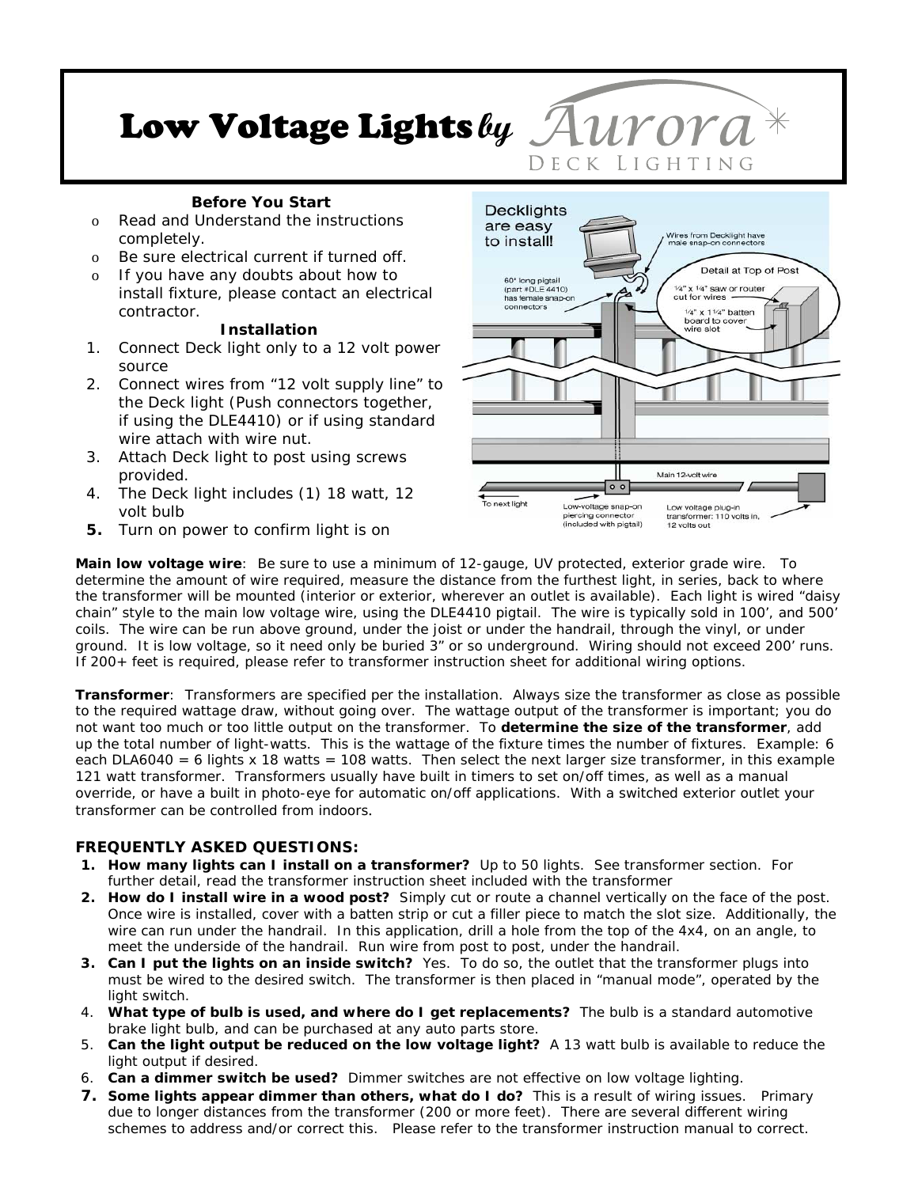# Low Voltage Lights by Aurora Deck Lighting

### Before You Start

- Read and Understand the instructions completely.
- Be sure electrical current if turned off.
- If you have any doubts about how to install fixture, please contact an electrical contractor.

### Installation

1. Connect Deck light only to a 12 volt power source
2. Connect wires from "12 volt supply line" to the Deck light (Push connectors together, if using the DLE4410) or if using standard wire attach with wire nut.
3. Attach Deck light to post using screws provided.
4. The Deck light includes (1) 18 watt, 12 volt bulb
5. **Turn on power to confirm light is on**

Decklights are easy to install!

Wires from Decklight have male snap-on connectors

60" long pigtail (part #DLE 4410) has female snap-on connectors

Detail at Top of Post

¼" x ¼" saw or router cut for wires

¼" x 1¼" batten board to cover wire slot

Main 12-volt wire

To next light

Low-voltage snap-on piercing connector (included with pigtail)

Low voltage plug-in transformer: 110 volts in, 12 volts out

**Main low voltage wire**: Be sure to use a minimum of 12-gauge, UV protected, exterior grade wire. To determine the amount of wire required, measure the distance from the furthest light, in series, back to where the transformer will be mounted (interior or exterior, wherever an outlet is available). Each light is wired "daisy chain" style to the main low voltage wire, using the DLE4410 pigtail. The wire is typically sold in 100', and 500' coils. The wire can be run above ground, under the joist or under the handrail, through the vinyl, or under ground. It is low voltage, so it need only be buried 3" or so underground. Wiring should not exceed 200' runs. If 200+ feet is required, please refer to transformer instruction sheet for additional wiring options.

**Transformer**: Transformers are specified per the installation. Always size the transformer as close as possible to the required wattage draw, without going over. The wattage output of the transformer is important; you do not want too much or too little output on the transformer. To **determine the size of the transformer**, add up the total number of light-watts. This is the wattage of the fixture times the number of fixtures. Example: 6 each DLA6040 = 6 lights x 18 watts = 108 watts. Then select the next larger size transformer, in this example 121 watt transformer. Transformers usually have built in timers to set on/off times, as well as a manual override, or have a built in photo-eye for automatic on/off applications. With a switched exterior outlet your transformer can be controlled from indoors.

### FREQUENTLY ASKED QUESTIONS:

1. **How many lights can I install on a transformer?** Up to 50 lights. See transformer section. For further detail, read the transformer instruction sheet included with the transformer
2. **How do I install wire in a wood post?** Simply cut or route a channel vertically on the face of the post. Once wire is installed, cover with a batten strip or cut a filler piece to match the slot size. Additionally, the wire can run under the handrail. In this application, drill a hole from the top of the 4x4, on an angle, to meet the underside of the handrail. Run wire from post to post, under the handrail.
3. **Can I put the lights on an inside switch?** Yes. To do so, the outlet that the transformer plugs into must be wired to the desired switch. The transformer is then placed in "manual mode", operated by the light switch.
4. **What type of bulb is used, and where do I get replacements?** The bulb is a standard automotive brake light bulb, and can be purchased at any auto parts store.
5. **Can the light output be reduced on the low voltage light?** A 13 watt bulb is available to reduce the light output if desired.
6. **Can a dimmer switch be used?** Dimmer switches are not effective on low voltage lighting.
7. **Some lights appear dimmer than others, what do I do?** This is a result of wiring issues. Primary due to longer distances from the transformer (200 or more feet). There are several different wiring schemes to address and/or correct this. Please refer to the transformer instruction manual to correct.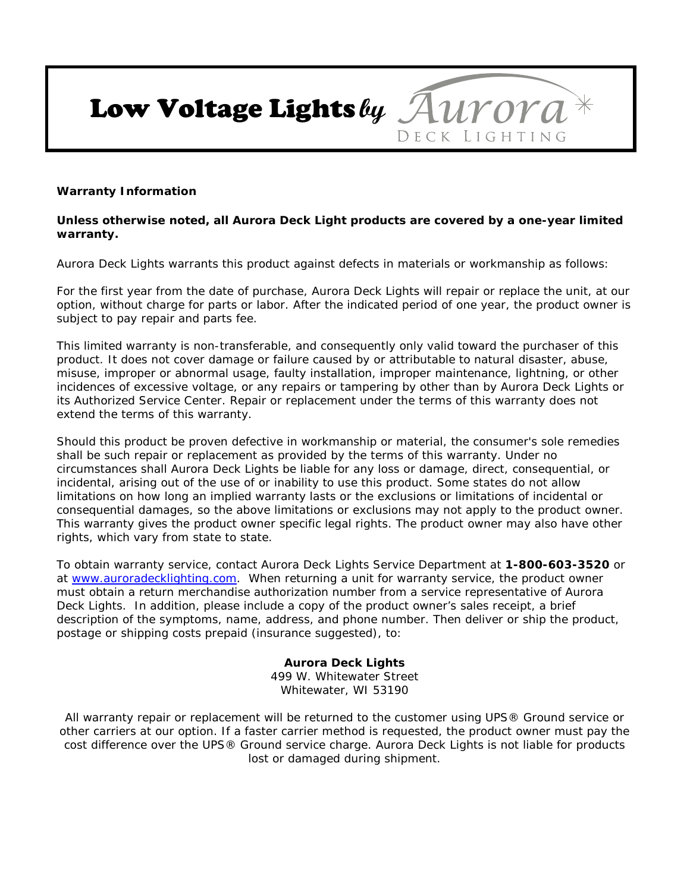# Low Voltage Lights *by* Aurora Deck Lighting

**Warranty Information**

**Unless otherwise noted, all Aurora Deck Light products are covered by a one-year limited warranty.**

Aurora Deck Lights warrants this product against defects in materials or workmanship as follows:

For the first year from the date of purchase, Aurora Deck Lights will repair or replace the unit, at our option, without charge for parts or labor. After the indicated period of one year, the product owner is subject to pay repair and parts fee.

This limited warranty is non-transferable, and consequently only valid toward the purchaser of this product. It does not cover damage or failure caused by or attributable to natural disaster, abuse, misuse, improper or abnormal usage, faulty installation, improper maintenance, lightning, or other incidences of excessive voltage, or any repairs or tampering by other than by Aurora Deck Lights or its Authorized Service Center. Repair or replacement under the terms of this warranty does not extend the terms of this warranty.

Should this product be proven defective in workmanship or material, the consumer's sole remedies shall be such repair or replacement as provided by the terms of this warranty. Under no circumstances shall Aurora Deck Lights be liable for any loss or damage, direct, consequential, or incidental, arising out of the use of or inability to use this product. Some states do not allow limitations on how long an implied warranty lasts or the exclusions or limitations of incidental or consequential damages, so the above limitations or exclusions may not apply to the product owner. This warranty gives the product owner specific legal rights. The product owner may also have other rights, which vary from state to state.

To obtain warranty service, contact Aurora Deck Lights Service Department at **1-800-603-3520** or at [www.auroradecklighting.com](http://www.auroradecklighting.com). When returning a unit for warranty service, the product owner must obtain a return merchandise authorization number from a service representative of Aurora Deck Lights. In addition, please include a copy of the product owner's sales receipt, a brief description of the symptoms, name, address, and phone number. Then deliver or ship the product, postage or shipping costs prepaid (insurance suggested), to:

**Aurora Deck Lights**
499 W. Whitewater Street
Whitewater, WI 53190

All warranty repair or replacement will be returned to the customer using UPS® Ground service or other carriers at our option. If a faster carrier method is requested, the product owner must pay the cost difference over the UPS® Ground service charge. Aurora Deck Lights is not liable for products lost or damaged during shipment.